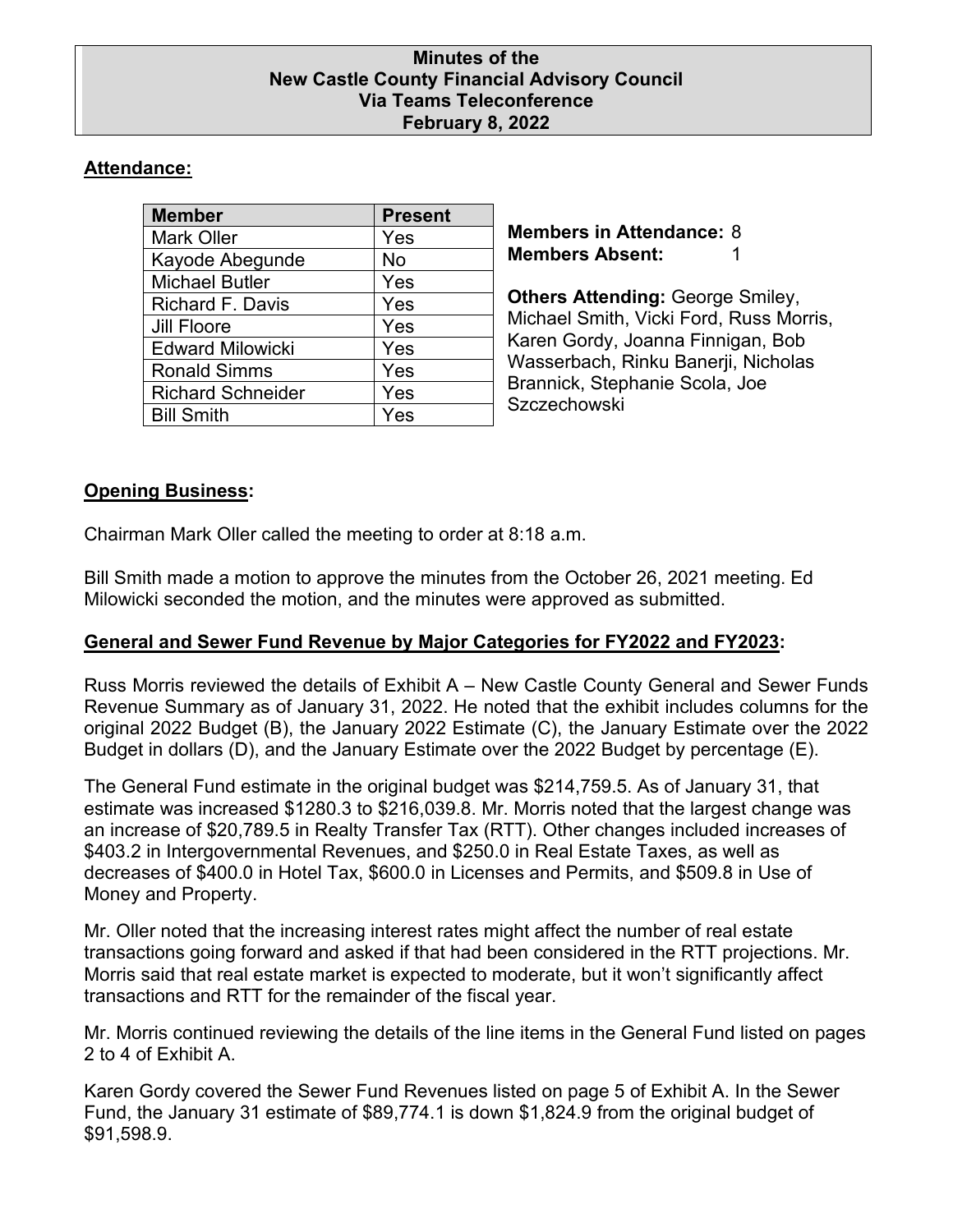# Minutes of the New Castle County Financial Advisory Council Via Teams Teleconference February 8, 2022

## Attendance:

| Member | Present |
|---|---|
| Mark Oller | Yes |
| Kayode Abegunde | No |
| Michael Butler | Yes |
| Richard F. Davis | Yes |
| Jill Floore | Yes |
| Edward Milowicki | Yes |
| Ronald Simms | Yes |
| Richard Schneider | Yes |
| Bill Smith | Yes |

**Members in Attendance:** 8
**Members Absent:** 1

**Others Attending:** George Smiley, Michael Smith, Vicki Ford, Russ Morris, Karen Gordy, Joanna Finnigan, Bob Wasserbach, Rinku Banerji, Nicholas Brannick, Stephanie Scola, Joe Szczechowski

## Opening Business:

Chairman Mark Oller called the meeting to order at 8:18 a.m.

Bill Smith made a motion to approve the minutes from the October 26, 2021 meeting. Ed Milowicki seconded the motion, and the minutes were approved as submitted.

## General and Sewer Fund Revenue by Major Categories for FY2022 and FY2023:

Russ Morris reviewed the details of Exhibit A – New Castle County General and Sewer Funds Revenue Summary as of January 31, 2022. He noted that the exhibit includes columns for the original 2022 Budget (B), the January 2022 Estimate (C), the January Estimate over the 2022 Budget in dollars (D), and the January Estimate over the 2022 Budget by percentage (E).

The General Fund estimate in the original budget was $214,759.5. As of January 31, that estimate was increased $1280.3 to $216,039.8. Mr. Morris noted that the largest change was an increase of $20,789.5 in Realty Transfer Tax (RTT). Other changes included increases of $403.2 in Intergovernmental Revenues, and $250.0 in Real Estate Taxes, as well as decreases of $400.0 in Hotel Tax, $600.0 in Licenses and Permits, and $509.8 in Use of Money and Property.

Mr. Oller noted that the increasing interest rates might affect the number of real estate transactions going forward and asked if that had been considered in the RTT projections. Mr. Morris said that real estate market is expected to moderate, but it won't significantly affect transactions and RTT for the remainder of the fiscal year.

Mr. Morris continued reviewing the details of the line items in the General Fund listed on pages 2 to 4 of Exhibit A.

Karen Gordy covered the Sewer Fund Revenues listed on page 5 of Exhibit A. In the Sewer Fund, the January 31 estimate of $89,774.1 is down $1,824.9 from the original budget of $91,598.9.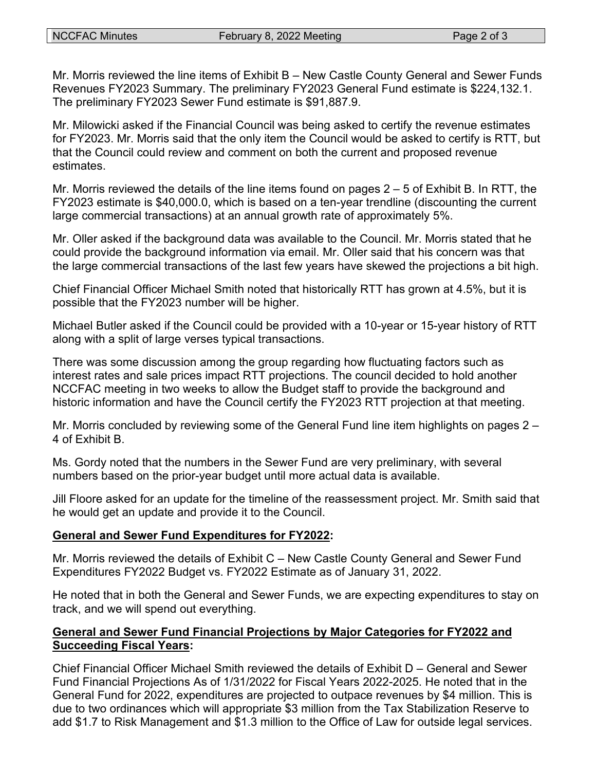Mr. Morris reviewed the line items of Exhibit B – New Castle County General and Sewer Funds Revenues FY2023 Summary. The preliminary FY2023 General Fund estimate is $224,132.1. The preliminary FY2023 Sewer Fund estimate is $91,887.9.

Mr. Milowicki asked if the Financial Council was being asked to certify the revenue estimates for FY2023. Mr. Morris said that the only item the Council would be asked to certify is RTT, but that the Council could review and comment on both the current and proposed revenue estimates.

Mr. Morris reviewed the details of the line items found on pages 2 – 5 of Exhibit B. In RTT, the FY2023 estimate is $40,000.0, which is based on a ten-year trendline (discounting the current large commercial transactions) at an annual growth rate of approximately 5%.

Mr. Oller asked if the background data was available to the Council. Mr. Morris stated that he could provide the background information via email. Mr. Oller said that his concern was that the large commercial transactions of the last few years have skewed the projections a bit high.

Chief Financial Officer Michael Smith noted that historically RTT has grown at 4.5%, but it is possible that the FY2023 number will be higher.

Michael Butler asked if the Council could be provided with a 10-year or 15-year history of RTT along with a split of large verses typical transactions.

There was some discussion among the group regarding how fluctuating factors such as interest rates and sale prices impact RTT projections. The council decided to hold another NCCFAC meeting in two weeks to allow the Budget staff to provide the background and historic information and have the Council certify the FY2023 RTT projection at that meeting.

Mr. Morris concluded by reviewing some of the General Fund line item highlights on pages 2 – 4 of Exhibit B.

Ms. Gordy noted that the numbers in the Sewer Fund are very preliminary, with several numbers based on the prior-year budget until more actual data is available.

Jill Floore asked for an update for the timeline of the reassessment project. Mr. Smith said that he would get an update and provide it to the Council.

**General and Sewer Fund Expenditures for FY2022:**

Mr. Morris reviewed the details of Exhibit C – New Castle County General and Sewer Fund Expenditures FY2022 Budget vs. FY2022 Estimate as of January 31, 2022.

He noted that in both the General and Sewer Funds, we are expecting expenditures to stay on track, and we will spend out everything.

**General and Sewer Fund Financial Projections by Major Categories for FY2022 and Succeeding Fiscal Years:**

Chief Financial Officer Michael Smith reviewed the details of Exhibit D – General and Sewer Fund Financial Projections As of 1/31/2022 for Fiscal Years 2022-2025. He noted that in the General Fund for 2022, expenditures are projected to outpace revenues by $4 million. This is due to two ordinances which will appropriate $3 million from the Tax Stabilization Reserve to add $1.7 to Risk Management and $1.3 million to the Office of Law for outside legal services.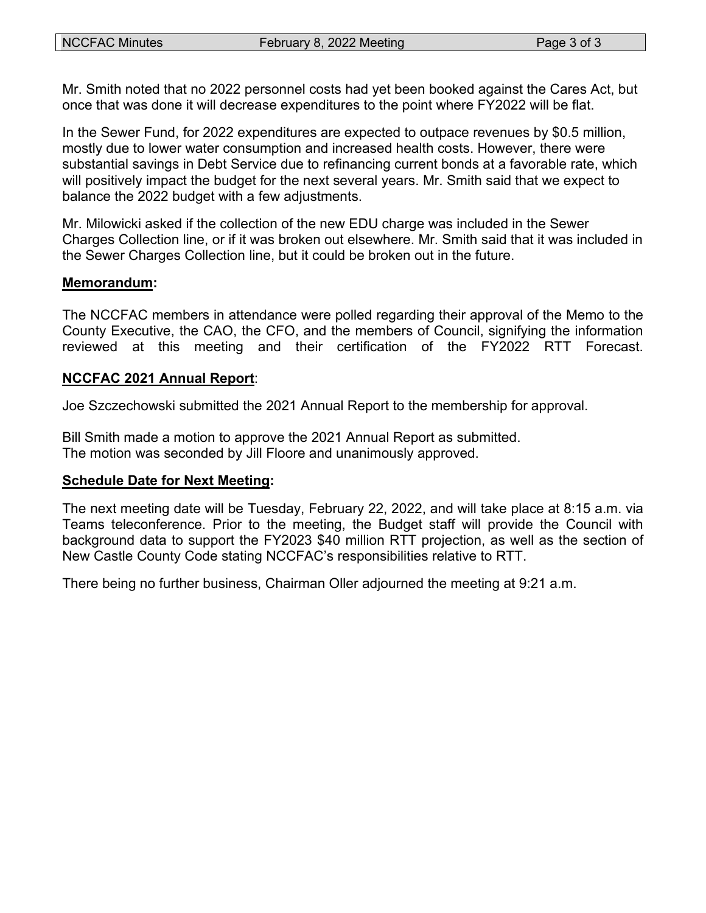Mr. Smith noted that no 2022 personnel costs had yet been booked against the Cares Act, but once that was done it will decrease expenditures to the point where FY2022 will be flat.

In the Sewer Fund, for 2022 expenditures are expected to outpace revenues by $0.5 million, mostly due to lower water consumption and increased health costs. However, there were substantial savings in Debt Service due to refinancing current bonds at a favorable rate, which will positively impact the budget for the next several years. Mr. Smith said that we expect to balance the 2022 budget with a few adjustments.

Mr. Milowicki asked if the collection of the new EDU charge was included in the Sewer Charges Collection line, or if it was broken out elsewhere. Mr. Smith said that it was included in the Sewer Charges Collection line, but it could be broken out in the future.

**Memorandum:**

The NCCFAC members in attendance were polled regarding their approval of the Memo to the County Executive, the CAO, the CFO, and the members of Council, signifying the information reviewed at this meeting and their certification of the FY2022 RTT Forecast.

**NCCFAC 2021 Annual Report**:

Joe Szczechowski submitted the 2021 Annual Report to the membership for approval.

Bill Smith made a motion to approve the 2021 Annual Report as submitted.
The motion was seconded by Jill Floore and unanimously approved.

**Schedule Date for Next Meeting:**

The next meeting date will be Tuesday, February 22, 2022, and will take place at 8:15 a.m. via Teams teleconference. Prior to the meeting, the Budget staff will provide the Council with background data to support the FY2023 $40 million RTT projection, as well as the section of New Castle County Code stating NCCFAC's responsibilities relative to RTT.

There being no further business, Chairman Oller adjourned the meeting at 9:21 a.m.